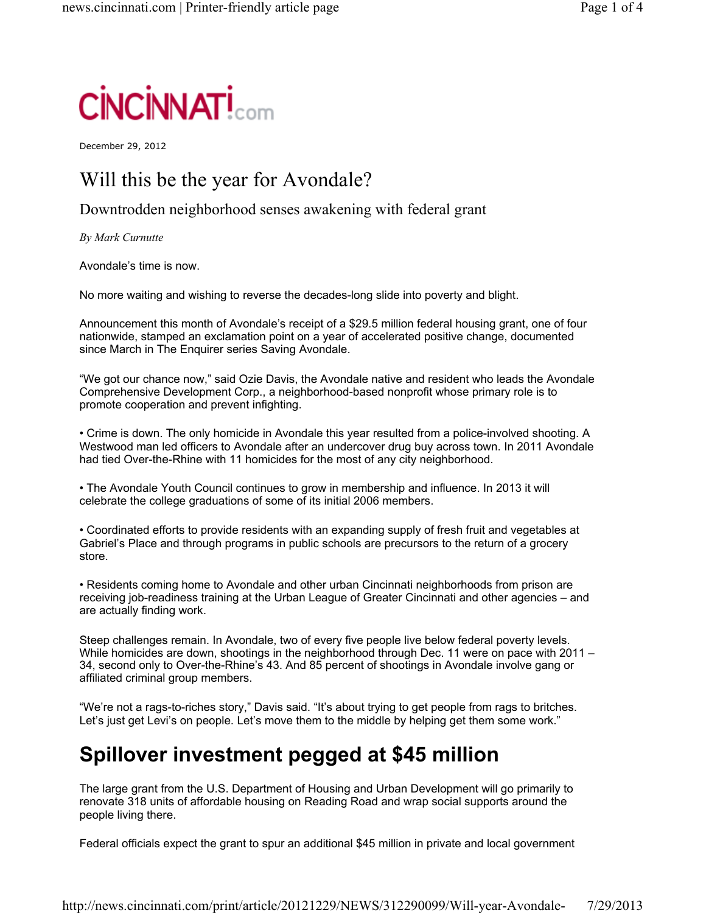December 29, 2012

# Will this be the year for Avondale?

## Downtrodden neighborhood senses awakening with federal grant

*By Mark Curnutte*

Avondale's time is now.

No more waiting and wishing to reverse the decades-long slide into poverty and blight.

Announcement this month of Avondale's receipt of a $29.5 million federal housing grant, one of four nationwide, stamped an exclamation point on a year of accelerated positive change, documented since March in The Enquirer series Saving Avondale.

"We got our chance now," said Ozie Davis, the Avondale native and resident who leads the Avondale Comprehensive Development Corp., a neighborhood-based nonprofit whose primary role is to promote cooperation and prevent infighting.

• Crime is down. The only homicide in Avondale this year resulted from a police-involved shooting. A Westwood man led officers to Avondale after an undercover drug buy across town. In 2011 Avondale had tied Over-the-Rhine with 11 homicides for the most of any city neighborhood.

• The Avondale Youth Council continues to grow in membership and influence. In 2013 it will celebrate the college graduations of some of its initial 2006 members.

• Coordinated efforts to provide residents with an expanding supply of fresh fruit and vegetables at Gabriel's Place and through programs in public schools are precursors to the return of a grocery store.

• Residents coming home to Avondale and other urban Cincinnati neighborhoods from prison are receiving job-readiness training at the Urban League of Greater Cincinnati and other agencies – and are actually finding work.

Steep challenges remain. In Avondale, two of every five people live below federal poverty levels. While homicides are down, shootings in the neighborhood through Dec. 11 were on pace with 2011 – 34, second only to Over-the-Rhine's 43. And 85 percent of shootings in Avondale involve gang or affiliated criminal group members.

"We're not a rags-to-riches story," Davis said. "It's about trying to get people from rags to britches. Let's just get Levi's on people. Let's move them to the middle by helping get them some work."

## Spillover investment pegged at $45 million

The large grant from the U.S. Department of Housing and Urban Development will go primarily to renovate 318 units of affordable housing on Reading Road and wrap social supports around the people living there.

Federal officials expect the grant to spur an additional $45 million in private and local government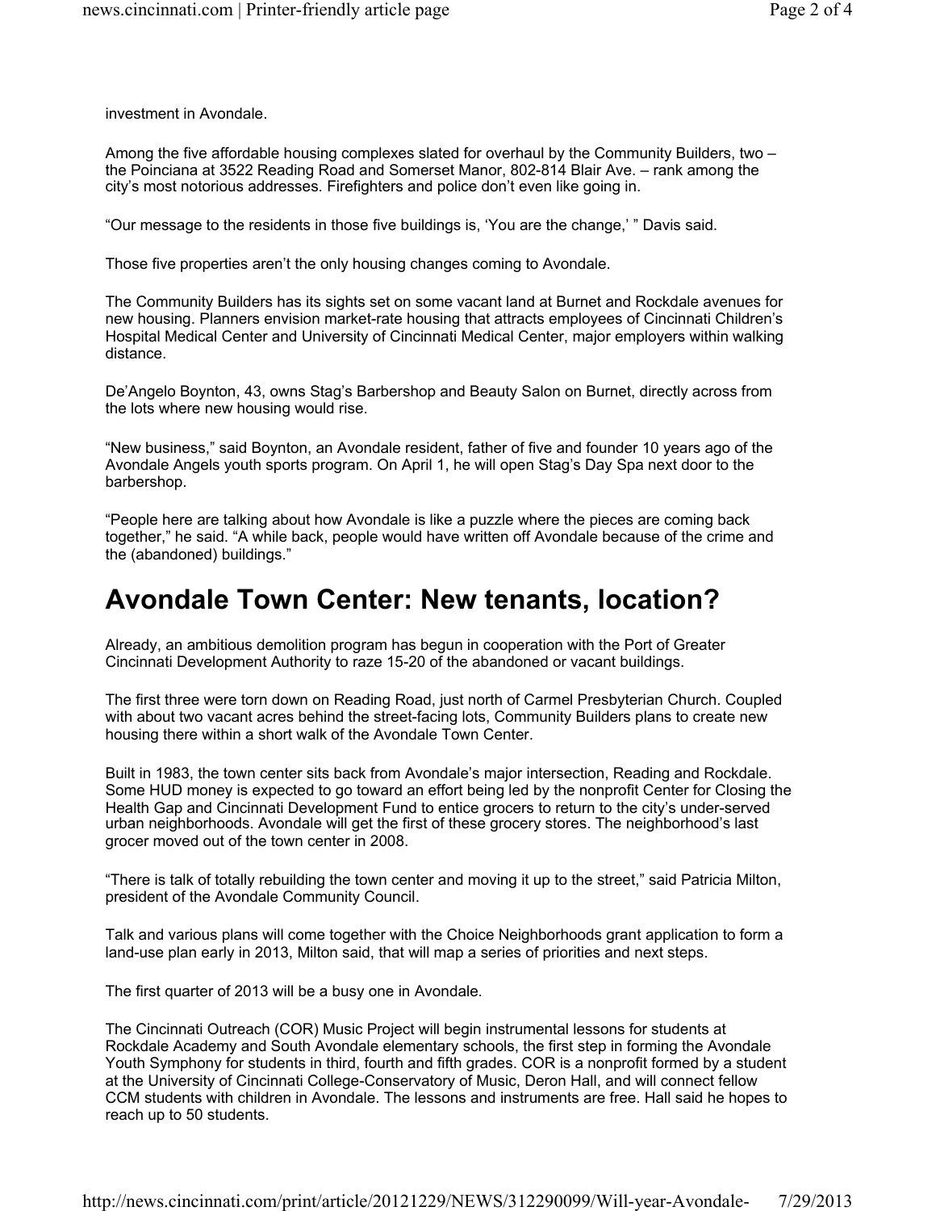investment in Avondale.

Among the five affordable housing complexes slated for overhaul by the Community Builders, two – the Poinciana at 3522 Reading Road and Somerset Manor, 802-814 Blair Ave. – rank among the city's most notorious addresses. Firefighters and police don't even like going in.

"Our message to the residents in those five buildings is, 'You are the change,' " Davis said.

Those five properties aren't the only housing changes coming to Avondale.

The Community Builders has its sights set on some vacant land at Burnet and Rockdale avenues for new housing. Planners envision market-rate housing that attracts employees of Cincinnati Children's Hospital Medical Center and University of Cincinnati Medical Center, major employers within walking distance.

De'Angelo Boynton, 43, owns Stag's Barbershop and Beauty Salon on Burnet, directly across from the lots where new housing would rise.

"New business," said Boynton, an Avondale resident, father of five and founder 10 years ago of the Avondale Angels youth sports program. On April 1, he will open Stag's Day Spa next door to the barbershop.

"People here are talking about how Avondale is like a puzzle where the pieces are coming back together," he said. "A while back, people would have written off Avondale because of the crime and the (abandoned) buildings."

# Avondale Town Center: New tenants, location?

Already, an ambitious demolition program has begun in cooperation with the Port of Greater Cincinnati Development Authority to raze 15-20 of the abandoned or vacant buildings.

The first three were torn down on Reading Road, just north of Carmel Presbyterian Church. Coupled with about two vacant acres behind the street-facing lots, Community Builders plans to create new housing there within a short walk of the Avondale Town Center.

Built in 1983, the town center sits back from Avondale's major intersection, Reading and Rockdale. Some HUD money is expected to go toward an effort being led by the nonprofit Center for Closing the Health Gap and Cincinnati Development Fund to entice grocers to return to the city's under-served urban neighborhoods. Avondale will get the first of these grocery stores. The neighborhood's last grocer moved out of the town center in 2008.

"There is talk of totally rebuilding the town center and moving it up to the street," said Patricia Milton, president of the Avondale Community Council.

Talk and various plans will come together with the Choice Neighborhoods grant application to form a land-use plan early in 2013, Milton said, that will map a series of priorities and next steps.

The first quarter of 2013 will be a busy one in Avondale.

The Cincinnati Outreach (COR) Music Project will begin instrumental lessons for students at Rockdale Academy and South Avondale elementary schools, the first step in forming the Avondale Youth Symphony for students in third, fourth and fifth grades. COR is a nonprofit formed by a student at the University of Cincinnati College-Conservatory of Music, Deron Hall, and will connect fellow CCM students with children in Avondale. The lessons and instruments are free. Hall said he hopes to reach up to 50 students.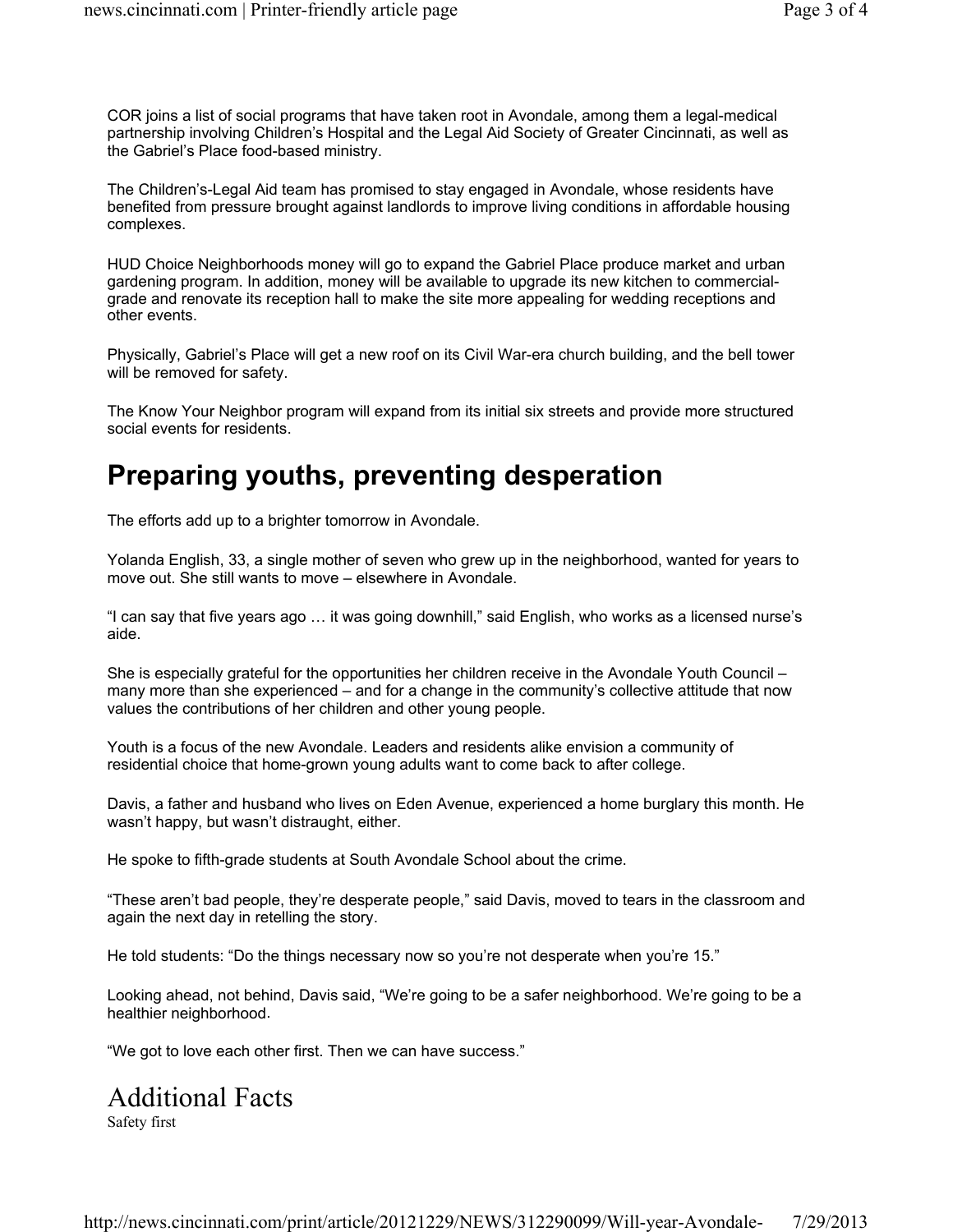COR joins a list of social programs that have taken root in Avondale, among them a legal-medical partnership involving Children's Hospital and the Legal Aid Society of Greater Cincinnati, as well as the Gabriel's Place food-based ministry.

The Children's-Legal Aid team has promised to stay engaged in Avondale, whose residents have benefited from pressure brought against landlords to improve living conditions in affordable housing complexes.

HUD Choice Neighborhoods money will go to expand the Gabriel Place produce market and urban gardening program. In addition, money will be available to upgrade its new kitchen to commercial-grade and renovate its reception hall to make the site more appealing for wedding receptions and other events.

Physically, Gabriel's Place will get a new roof on its Civil War-era church building, and the bell tower will be removed for safety.

The Know Your Neighbor program will expand from its initial six streets and provide more structured social events for residents.

# Preparing youths, preventing desperation

The efforts add up to a brighter tomorrow in Avondale.

Yolanda English, 33, a single mother of seven who grew up in the neighborhood, wanted for years to move out. She still wants to move – elsewhere in Avondale.

"I can say that five years ago … it was going downhill," said English, who works as a licensed nurse's aide.

She is especially grateful for the opportunities her children receive in the Avondale Youth Council – many more than she experienced – and for a change in the community's collective attitude that now values the contributions of her children and other young people.

Youth is a focus of the new Avondale. Leaders and residents alike envision a community of residential choice that home-grown young adults want to come back to after college.

Davis, a father and husband who lives on Eden Avenue, experienced a home burglary this month. He wasn't happy, but wasn't distraught, either.

He spoke to fifth-grade students at South Avondale School about the crime.

"These aren't bad people, they're desperate people," said Davis, moved to tears in the classroom and again the next day in retelling the story.

He told students: "Do the things necessary now so you're not desperate when you're 15."

Looking ahead, not behind, Davis said, "We're going to be a safer neighborhood. We're going to be a healthier neighborhood.

"We got to love each other first. Then we can have success."

## Additional Facts

Safety first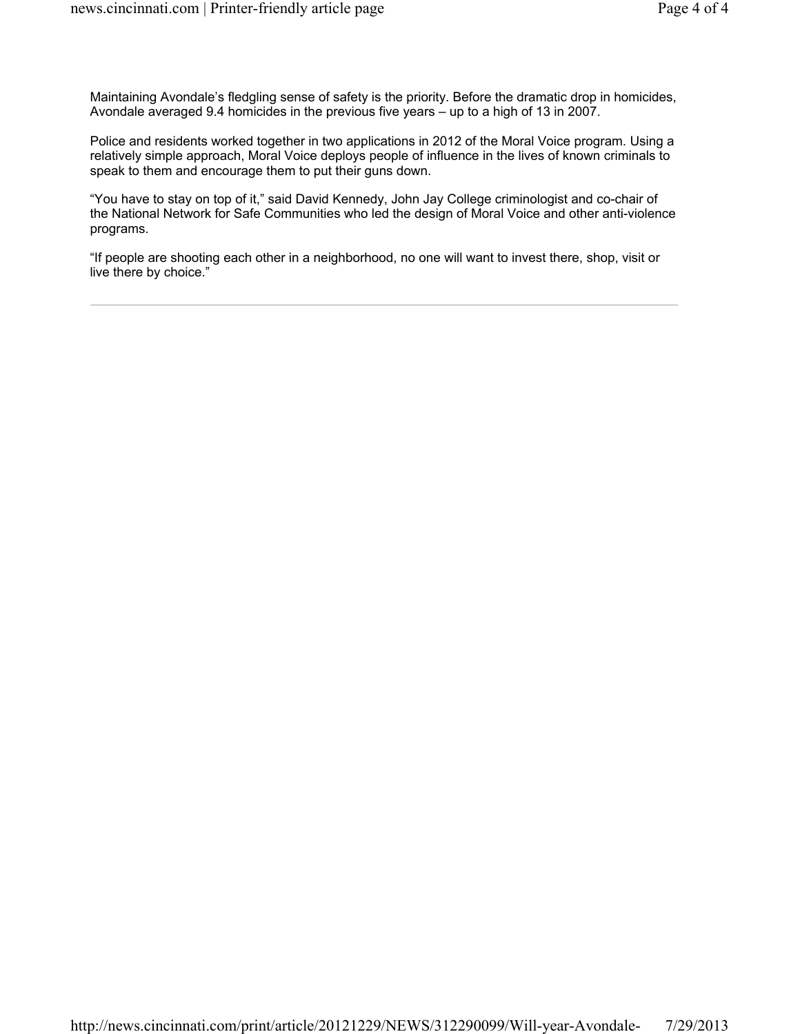Maintaining Avondale's fledgling sense of safety is the priority. Before the dramatic drop in homicides, Avondale averaged 9.4 homicides in the previous five years – up to a high of 13 in 2007.

Police and residents worked together in two applications in 2012 of the Moral Voice program. Using a relatively simple approach, Moral Voice deploys people of influence in the lives of known criminals to speak to them and encourage them to put their guns down.

"You have to stay on top of it," said David Kennedy, John Jay College criminologist and co-chair of the National Network for Safe Communities who led the design of Moral Voice and other anti-violence programs.

"If people are shooting each other in a neighborhood, no one will want to invest there, shop, visit or live there by choice."